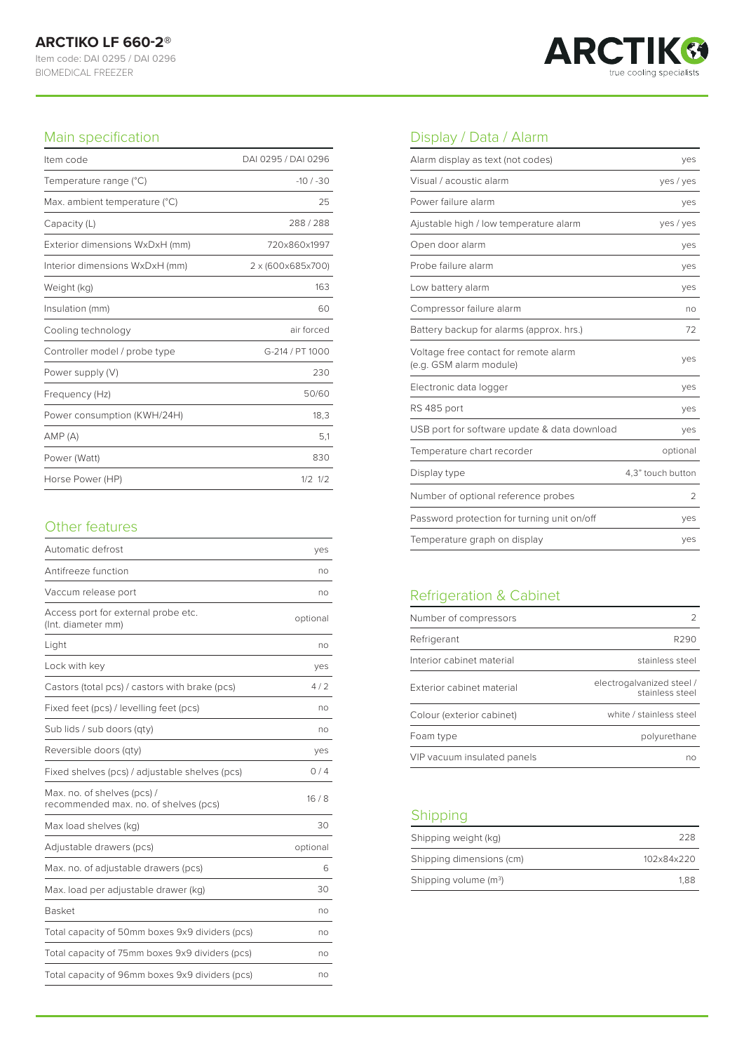# ARCTIKO LF 660-2®

Item code: DAI 0295 / DAI 0296

BIOMEDICAL FREEZER

ARCTIKO true cooling specialists

## Main specification

| | |
|---|---|
| Item code | DAI 0295 / DAI 0296 |
| Temperature range (°C) | -10 / -30 |
| Max. ambient temperature (°C) | 25 |
| Capacity (L) | 288 / 288 |
| Exterior dimensions WxDxH (mm) | 720x860x1997 |
| Interior dimensions WxDxH (mm) | 2 x (600x685x700) |
| Weight (kg) | 163 |
| Insulation (mm) | 60 |
| Cooling technology | air forced |
| Controller model / probe type | G-214 / PT 1000 |
| Power supply (V) | 230 |
| Frequency (Hz) | 50/60 |
| Power consumption (KWH/24H) | 18,3 |
| AMP (A) | 5,1 |
| Power (Watt) | 830 |
| Horse Power (HP) | 1/2 1/2 |

## Other features

| | |
|---|---|
| Automatic defrost | yes |
| Antifreeze function | no |
| Vaccum release port | no |
| Access port for external probe etc. (Int. diameter mm) | optional |
| Light | no |
| Lock with key | yes |
| Castors (total pcs) / castors with brake (pcs) | 4 / 2 |
| Fixed feet (pcs) / levelling feet (pcs) | no |
| Sub lids / sub doors (qty) | no |
| Reversible doors (qty) | yes |
| Fixed shelves (pcs) / adjustable shelves (pcs) | 0 / 4 |
| Max. no. of shelves (pcs) / recommended max. no. of shelves (pcs) | 16 / 8 |
| Max load shelves (kg) | 30 |
| Adjustable drawers (pcs) | optional |
| Max. no. of adjustable drawers (pcs) | 6 |
| Max. load per adjustable drawer (kg) | 30 |
| Basket | no |
| Total capacity of 50mm boxes 9x9 dividers (pcs) | no |
| Total capacity of 75mm boxes 9x9 dividers (pcs) | no |
| Total capacity of 96mm boxes 9x9 dividers (pcs) | no |

## Display / Data / Alarm

| | |
|---|---|
| Alarm display as text (not codes) | yes |
| Visual / acoustic alarm | yes / yes |
| Power failure alarm | yes |
| Ajustable high / low temperature alarm | yes / yes |
| Open door alarm | yes |
| Probe failure alarm | yes |
| Low battery alarm | yes |
| Compressor failure alarm | no |
| Battery backup for alarms (approx. hrs.) | 72 |
| Voltage free contact for remote alarm (e.g. GSM alarm module) | yes |
| Electronic data logger | yes |
| RS 485 port | yes |
| USB port for software update & data download | yes |
| Temperature chart recorder | optional |
| Display type | 4,3" touch button |
| Number of optional reference probes | 2 |
| Password protection for turning unit on/off | yes |
| Temperature graph on display | yes |

## Refrigeration & Cabinet

| | |
|---|---|
| Number of compressors | 2 |
| Refrigerant | R290 |
| Interior cabinet material | stainless steel |
| Exterior cabinet material | electrogalvanized steel / stainless steel |
| Colour (exterior cabinet) | white / stainless steel |
| Foam type | polyurethane |
| VIP vacuum insulated panels | no |

## Shipping

| | |
|---|---|
| Shipping weight (kg) | 228 |
| Shipping dimensions (cm) | 102x84x220 |
| Shipping volume ($m^3$) | 1,88 |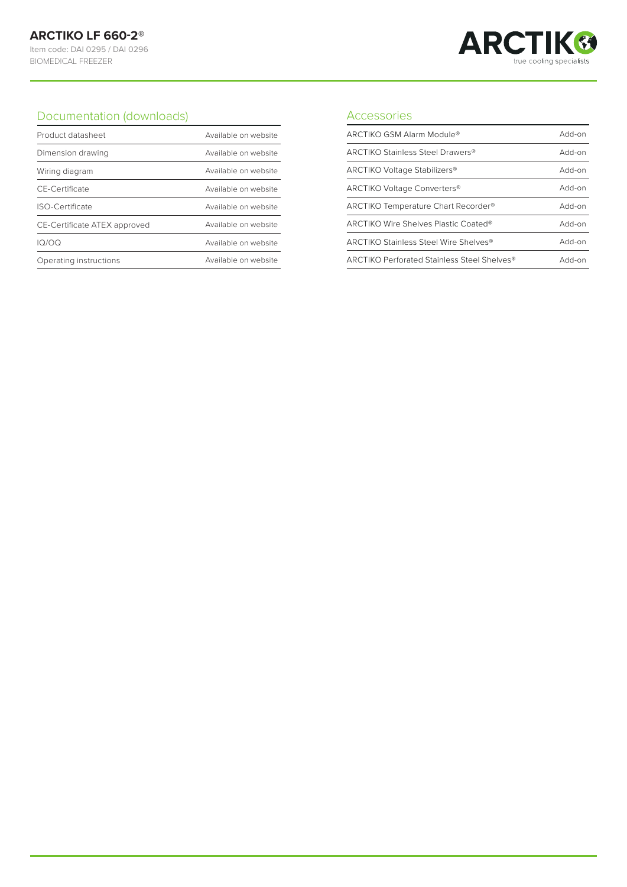## Documentation (downloads)

| | |
|---|---|
| Product datasheet | Available on website |
| Dimension drawing | Available on website |
| Wiring diagram | Available on website |
| CE-Certificate | Available on website |
| ISO-Certificate | Available on website |
| CE-Certificate ATEX approved | Available on website |
| IQ/OQ | Available on website |
| Operating instructions | Available on website |

## Accessories

| | |
|---|---|
| ARCTIKO GSM Alarm Module® | Add-on |
| ARCTIKO Stainless Steel Drawers® | Add-on |
| ARCTIKO Voltage Stabilizers® | Add-on |
| ARCTIKO Voltage Converters® | Add-on |
| ARCTIKO Temperature Chart Recorder® | Add-on |
| ARCTIKO Wire Shelves Plastic Coated® | Add-on |
| ARCTIKO Stainless Steel Wire Shelves® | Add-on |
| ARCTIKO Perforated Stainless Steel Shelves® | Add-on |